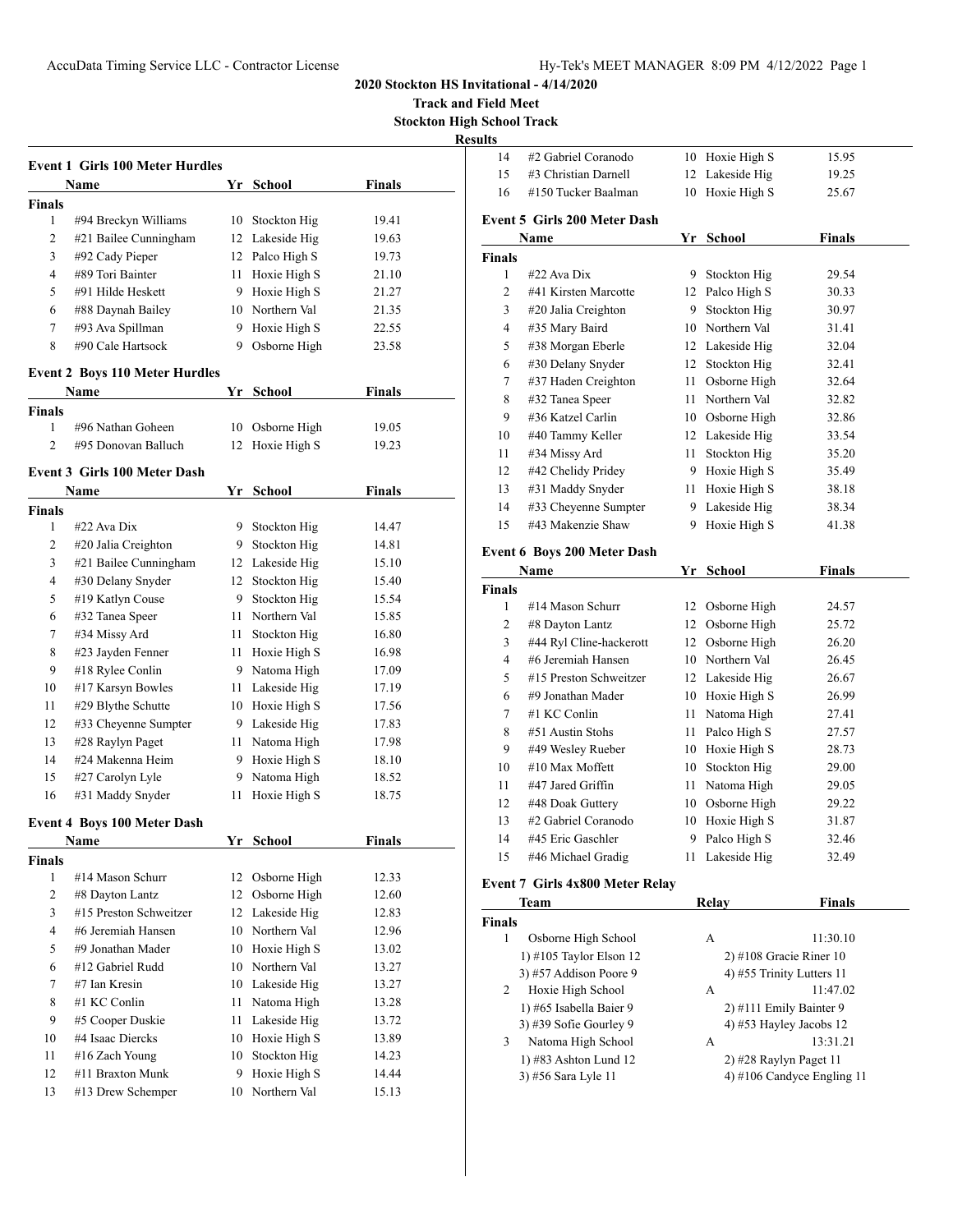**2020 Stockton HS Invitational - 4/14/2020**

**Track and Field Meet**

**Stockton High School Track**

**Results**

### Event 1 Girls 100 Meter Hurdles

| | Name | Yr | School | Finals |
|---|---|---|---|---|
| **Finals** | | | | |
| 1 | #94 Breckyn Williams | 10 | Stockton Hig | 19.41 |
| 2 | #21 Bailee Cunningham | 12 | Lakeside Hig | 19.63 |
| 3 | #92 Cady Pieper | 12 | Palco High S | 19.73 |
| 4 | #89 Tori Bainter | 11 | Hoxie High S | 21.10 |
| 5 | #91 Hilde Heskett | 9 | Hoxie High S | 21.27 |
| 6 | #88 Daynah Bailey | 10 | Northern Val | 21.35 |
| 7 | #93 Ava Spillman | 9 | Hoxie High S | 22.55 |
| 8 | #90 Cale Hartsock | 9 | Osborne High | 23.58 |

### Event 2 Boys 110 Meter Hurdles

| | Name | Yr | School | Finals |
|---|---|---|---|---|
| **Finals** | | | | |
| 1 | #96 Nathan Goheen | 10 | Osborne High | 19.05 |
| 2 | #95 Donovan Balluch | 12 | Hoxie High S | 19.23 |

### Event 3 Girls 100 Meter Dash

| | Name | Yr | School | Finals |
|---|---|---|---|---|
| **Finals** | | | | |
| 1 | #22 Ava Dix | 9 | Stockton Hig | 14.47 |
| 2 | #20 Jalia Creighton | 9 | Stockton Hig | 14.81 |
| 3 | #21 Bailee Cunningham | 12 | Lakeside Hig | 15.10 |
| 4 | #30 Delany Snyder | 12 | Stockton Hig | 15.40 |
| 5 | #19 Katlyn Couse | 9 | Stockton Hig | 15.54 |
| 6 | #32 Tanea Speer | 11 | Northern Val | 15.85 |
| 7 | #34 Missy Ard | 11 | Stockton Hig | 16.80 |
| 8 | #23 Jayden Fenner | 11 | Hoxie High S | 16.98 |
| 9 | #18 Rylee Conlin | 9 | Natoma High | 17.09 |
| 10 | #17 Karsyn Bowles | 11 | Lakeside Hig | 17.19 |
| 11 | #29 Blythe Schutte | 10 | Hoxie High S | 17.56 |
| 12 | #33 Cheyenne Sumpter | 9 | Lakeside Hig | 17.83 |
| 13 | #28 Raylyn Paget | 11 | Natoma High | 17.98 |
| 14 | #24 Makenna Heim | 9 | Hoxie High S | 18.10 |
| 15 | #27 Carolyn Lyle | 9 | Natoma High | 18.52 |
| 16 | #31 Maddy Snyder | 11 | Hoxie High S | 18.75 |

### Event 4 Boys 100 Meter Dash

| | Name | Yr | School | Finals |
|---|---|---|---|---|
| **Finals** | | | | |
| 1 | #14 Mason Schurr | 12 | Osborne High | 12.33 |
| 2 | #8 Dayton Lantz | 12 | Osborne High | 12.60 |
| 3 | #15 Preston Schweitzer | 12 | Lakeside Hig | 12.83 |
| 4 | #6 Jeremiah Hansen | 10 | Northern Val | 12.96 |
| 5 | #9 Jonathan Mader | 10 | Hoxie High S | 13.02 |
| 6 | #12 Gabriel Rudd | 10 | Northern Val | 13.27 |
| 7 | #7 Ian Kresin | 10 | Lakeside Hig | 13.27 |
| 8 | #1 KC Conlin | 11 | Natoma High | 13.28 |
| 9 | #5 Cooper Duskie | 11 | Lakeside Hig | 13.72 |
| 10 | #4 Isaac Diercks | 10 | Hoxie High S | 13.89 |
| 11 | #16 Zach Young | 10 | Stockton Hig | 14.23 |
| 12 | #11 Braxton Munk | 9 | Hoxie High S | 14.44 |
| 13 | #13 Drew Schemper | 10 | Northern Val | 15.13 |
| 14 | #2 Gabriel Coranodo | 10 | Hoxie High S | 15.95 |
| 15 | #3 Christian Darnell | 12 | Lakeside Hig | 19.25 |
| 16 | #150 Tucker Baalman | 10 | Hoxie High S | 25.67 |

### Event 5 Girls 200 Meter Dash

| | Name | Yr | School | Finals |
|---|---|---|---|---|
| **Finals** | | | | |
| 1 | #22 Ava Dix | 9 | Stockton Hig | 29.54 |
| 2 | #41 Kirsten Marcotte | 12 | Palco High S | 30.33 |
| 3 | #20 Jalia Creighton | 9 | Stockton Hig | 30.97 |
| 4 | #35 Mary Baird | 10 | Northern Val | 31.41 |
| 5 | #38 Morgan Eberle | 12 | Lakeside Hig | 32.04 |
| 6 | #30 Delany Snyder | 12 | Stockton Hig | 32.41 |
| 7 | #37 Haden Creighton | 11 | Osborne High | 32.64 |
| 8 | #32 Tanea Speer | 11 | Northern Val | 32.82 |
| 9 | #36 Katzel Carlin | 10 | Osborne High | 32.86 |
| 10 | #40 Tammy Keller | 12 | Lakeside Hig | 33.54 |
| 11 | #34 Missy Ard | 11 | Stockton Hig | 35.20 |
| 12 | #42 Chelidy Pridey | 9 | Hoxie High S | 35.49 |
| 13 | #31 Maddy Snyder | 11 | Hoxie High S | 38.18 |
| 14 | #33 Cheyenne Sumpter | 9 | Lakeside Hig | 38.34 |
| 15 | #43 Makenzie Shaw | 9 | Hoxie High S | 41.38 |

### Event 6 Boys 200 Meter Dash

| | Name | Yr | School | Finals |
|---|---|---|---|---|
| **Finals** | | | | |
| 1 | #14 Mason Schurr | 12 | Osborne High | 24.57 |
| 2 | #8 Dayton Lantz | 12 | Osborne High | 25.72 |
| 3 | #44 Ryl Cline-hackerott | 12 | Osborne High | 26.20 |
| 4 | #6 Jeremiah Hansen | 10 | Northern Val | 26.45 |
| 5 | #15 Preston Schweitzer | 12 | Lakeside Hig | 26.67 |
| 6 | #9 Jonathan Mader | 10 | Hoxie High S | 26.99 |
| 7 | #1 KC Conlin | 11 | Natoma High | 27.41 |
| 8 | #51 Austin Stohs | 11 | Palco High S | 27.57 |
| 9 | #49 Wesley Rueber | 10 | Hoxie High S | 28.73 |
| 10 | #10 Max Moffett | 10 | Stockton Hig | 29.00 |
| 11 | #47 Jared Griffin | 11 | Natoma High | 29.05 |
| 12 | #48 Doak Guttery | 10 | Osborne High | 29.22 |
| 13 | #2 Gabriel Coranodo | 10 | Hoxie High S | 31.87 |
| 14 | #45 Eric Gaschler | 9 | Palco High S | 32.46 |
| 15 | #46 Michael Gradig | 11 | Lakeside Hig | 32.49 |

### Event 7 Girls 4x800 Meter Relay

| | Team | Relay | Finals |
|---|---|---|---|
| **Finals** | | | |
| 1 | Osborne High School | A | 11:30.10 |
| | 1) #105 Taylor Elson 12 | 2) #108 Gracie Riner 10 | |
| | 3) #57 Addison Poore 9 | 4) #55 Trinity Lutters 11 | |
| 2 | Hoxie High School | A | 11:47.02 |
| | 1) #65 Isabella Baier 9 | 2) #111 Emily Bainter 9 | |
| | 3) #39 Sofie Gourley 9 | 4) #53 Hayley Jacobs 12 | |
| 3 | Natoma High School | A | 13:31.21 |
| | 1) #83 Ashton Lund 12 | 2) #28 Raylyn Paget 11 | |
| | 3) #56 Sara Lyle 11 | 4) #106 Candyce Engling 11 | |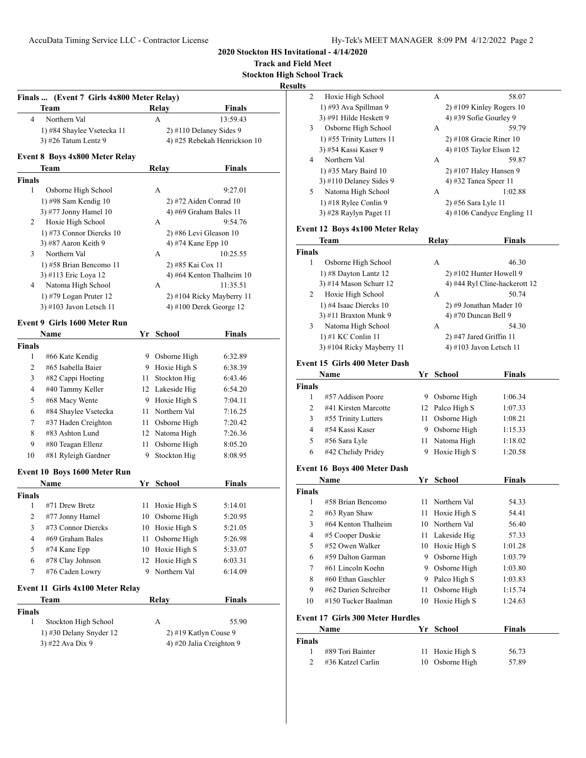2020 Stockton HS Invitational - 4/14/2020

Track and Field Meet

Stockton High School Track

Results

**Finals ... (Event 7 Girls 4x800 Meter Relay)**

| | Team | Relay | Finals |
|---|---|---|---|
| 4 | Northern Val | A | 13:59.43 |
| | 1) #84 Shaylee Vsetecka 11 | 2) #110 Delaney Sides 9 | |
| | 3) #26 Tatum Lentz 9 | 4) #25 Rebekah Henrickson 10 | |

### Event 8 Boys 4x800 Meter Relay

| | Team | Relay | Finals |
|---|---|---|---|
| **Finals** | | | |
| 1 | Osborne High School | A | 9:27.01 |
| | 1) #98 Sam Kendig 10 | 2) #72 Aiden Conrad 10 | |
| | 3) #77 Jonny Hamel 10 | 4) #69 Graham Bales 11 | |
| 2 | Hoxie High School | A | 9:54.76 |
| | 1) #73 Connor Diercks 10 | 2) #86 Levi Gleason 10 | |
| | 3) #87 Aaron Keith 9 | 4) #74 Kane Epp 10 | |
| 3 | Northern Val | A | 10:25.55 |
| | 1) #58 Brian Bencomo 11 | 2) #85 Kai Cox 11 | |
| | 3) #113 Eric Loya 12 | 4) #64 Kenton Thalheim 10 | |
| 4 | Natoma High School | A | 11:35.51 |
| | 1) #79 Logan Pruter 12 | 2) #104 Ricky Mayberry 11 | |
| | 3) #103 Javon Letsch 11 | 4) #100 Derek George 12 | |

### Event 9 Girls 1600 Meter Run

| | Name | Yr | School | Finals |
|---|---|---|---|---|
| **Finals** | | | | |
| 1 | #66 Kate Kendig | 9 | Osborne High | 6:32.89 |
| 2 | #65 Isabella Baier | 9 | Hoxie High S | 6:38.39 |
| 3 | #82 Cappi Hoeting | 11 | Stockton Hig | 6:43.46 |
| 4 | #40 Tammy Keller | 12 | Lakeside Hig | 6:54.20 |
| 5 | #68 Macy Wente | 9 | Hoxie High S | 7:04.11 |
| 6 | #84 Shaylee Vsetecka | 11 | Northern Val | 7:16.25 |
| 7 | #37 Haden Creighton | 11 | Osborne High | 7:20.42 |
| 8 | #83 Ashton Lund | 12 | Natoma High | 7:26.36 |
| 9 | #80 Teagan Ellenz | 11 | Osborne High | 8:05.20 |
| 10 | #81 Ryleigh Gardner | 9 | Stockton Hig | 8:08.95 |

### Event 10 Boys 1600 Meter Run

| | Name | Yr | School | Finals |
|---|---|---|---|---|
| **Finals** | | | | |
| 1 | #71 Drew Bretz | 11 | Hoxie High S | 5:14.01 |
| 2 | #77 Jonny Hamel | 10 | Osborne High | 5:20.95 |
| 3 | #73 Connor Diercks | 10 | Hoxie High S | 5:21.05 |
| 4 | #69 Graham Bales | 11 | Osborne High | 5:26.98 |
| 5 | #74 Kane Epp | 10 | Hoxie High S | 5:33.07 |
| 6 | #78 Clay Johnson | 12 | Hoxie High S | 6:03.31 |
| 7 | #76 Caden Lowry | 9 | Northern Val | 6:14.09 |

### Event 11 Girls 4x100 Meter Relay

| | Team | Relay | Finals |
|---|---|---|---|
| **Finals** | | | |
| 1 | Stockton High School | A | 55.90 |
| | 1) #30 Delany Snyder 12 | 2) #19 Katlyn Couse 9 | |
| | 3) #22 Ava Dix 9 | 4) #20 Jalia Creighton 9 | |
| 2 | Hoxie High School | A | 58.07 |
| | 1) #93 Ava Spillman 9 | 2) #109 Kinley Rogers 10 | |
| | 3) #91 Hilde Heskett 9 | 4) #39 Sofie Gourley 9 | |
| 3 | Osborne High School | A | 59.79 |
| | 1) #55 Trinity Lutters 11 | 2) #108 Gracie Riner 10 | |
| | 3) #54 Kassi Kaser 9 | 4) #105 Taylor Elson 12 | |
| 4 | Northern Val | A | 59.87 |
| | 1) #35 Mary Baird 10 | 2) #107 Haley Hansen 9 | |
| | 3) #110 Delaney Sides 9 | 4) #32 Tanea Speer 11 | |
| 5 | Natoma High School | A | 1:02.88 |
| | 1) #18 Rylee Conlin 9 | 2) #56 Sara Lyle 11 | |
| | 3) #28 Raylyn Paget 11 | 4) #106 Candyce Engling 11 | |

### Event 12 Boys 4x100 Meter Relay

| | Team | Relay | Finals |
|---|---|---|---|
| **Finals** | | | |
| 1 | Osborne High School | A | 46.30 |
| | 1) #8 Dayton Lantz 12 | 2) #102 Hunter Howell 9 | |
| | 3) #14 Mason Schurr 12 | 4) #44 Ryl Cline-hackerott 12 | |
| 2 | Hoxie High School | A | 50.74 |
| | 1) #4 Isaac Diercks 10 | 2) #9 Jonathan Mader 10 | |
| | 3) #11 Braxton Munk 9 | 4) #70 Duncan Bell 9 | |
| 3 | Natoma High School | A | 54.30 |
| | 1) #1 KC Conlin 11 | 2) #47 Jared Griffin 11 | |
| | 3) #104 Ricky Mayberry 11 | 4) #103 Javon Letsch 11 | |

### Event 15 Girls 400 Meter Dash

| | Name | Yr | School | Finals |
|---|---|---|---|---|
| **Finals** | | | | |
| 1 | #57 Addison Poore | 9 | Osborne High | 1:06.34 |
| 2 | #41 Kirsten Marcotte | 12 | Palco High S | 1:07.33 |
| 3 | #55 Trinity Lutters | 11 | Osborne High | 1:08.21 |
| 4 | #54 Kassi Kaser | 9 | Osborne High | 1:15.33 |
| 5 | #56 Sara Lyle | 11 | Natoma High | 1:18.02 |
| 6 | #42 Chelidy Pridey | 9 | Hoxie High S | 1:20.58 |

### Event 16 Boys 400 Meter Dash

| | Name | Yr | School | Finals |
|---|---|---|---|---|
| **Finals** | | | | |
| 1 | #58 Brian Bencomo | 11 | Northern Val | 54.33 |
| 2 | #63 Ryan Shaw | 11 | Hoxie High S | 54.41 |
| 3 | #64 Kenton Thalheim | 10 | Northern Val | 56.40 |
| 4 | #5 Cooper Duskie | 11 | Lakeside Hig | 57.33 |
| 5 | #52 Owen Walker | 10 | Hoxie High S | 1:01.28 |
| 6 | #59 Dalton Garman | 9 | Osborne High | 1:03.79 |
| 7 | #61 Lincoln Koehn | 9 | Osborne High | 1:03.80 |
| 8 | #60 Ethan Gaschler | 9 | Palco High S | 1:03.83 |
| 9 | #62 Darien Schreiber | 11 | Osborne High | 1:15.74 |
| 10 | #150 Tucker Baalman | 10 | Hoxie High S | 1:24.63 |

### Event 17 Girls 300 Meter Hurdles

| | Name | Yr | School | Finals |
|---|---|---|---|---|
| **Finals** | | | | |
| 1 | #89 Tori Bainter | 11 | Hoxie High S | 56.73 |
| 2 | #36 Katzel Carlin | 10 | Osborne High | 57.89 |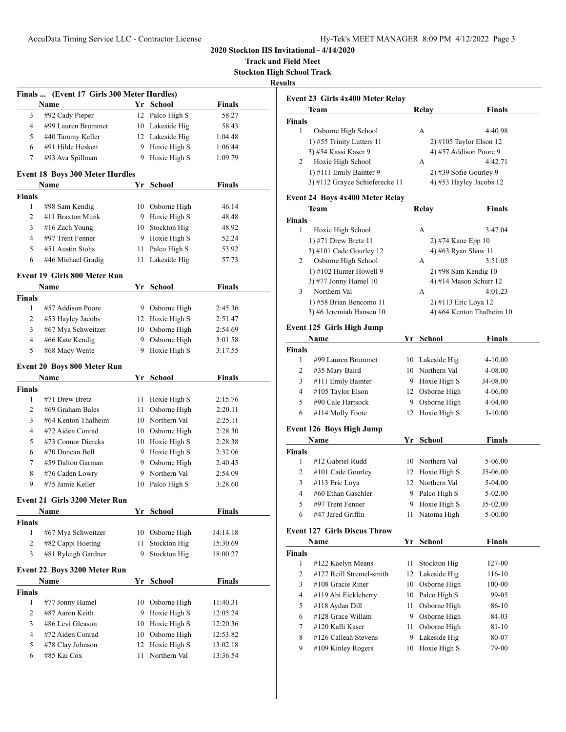**2020 Stockton HS Invitational - 4/14/2020**

**Track and Field Meet**

**Stockton High School Track**

**Results**

### Finals ... (Event 17 Girls 300 Meter Hurdles)

| | Name | Yr | School | Finals |
|---|---|---|---|---|
| 3 | #92 Cady Pieper | 12 | Palco High S | 58.27 |
| 4 | #99 Lauren Brummet | 10 | Lakeside Hig | 58.43 |
| 5 | #40 Tammy Keller | 12 | Lakeside Hig | 1:04.48 |
| 6 | #91 Hilde Heskett | 9 | Hoxie High S | 1:06.44 |
| 7 | #93 Ava Spillman | 9 | Hoxie High S | 1:09.79 |

### Event 18 Boys 300 Meter Hurdles

| | Name | Yr | School | Finals |
|---|---|---|---|---|
| **Finals** | | | | |
| 1 | #98 Sam Kendig | 10 | Osborne High | 46.14 |
| 2 | #11 Braxton Munk | 9 | Hoxie High S | 48.48 |
| 3 | #16 Zach Young | 10 | Stockton Hig | 48.92 |
| 4 | #97 Trent Fenner | 9 | Hoxie High S | 52.24 |
| 5 | #51 Austin Stohs | 11 | Palco High S | 53.92 |
| 6 | #46 Michael Gradig | 11 | Lakeside Hig | 57.73 |

### Event 19 Girls 800 Meter Run

| | Name | Yr | School | Finals |
|---|---|---|---|---|
| **Finals** | | | | |
| 1 | #57 Addison Poore | 9 | Osborne High | 2:45.36 |
| 2 | #53 Hayley Jacobs | 12 | Hoxie High S | 2:51.47 |
| 3 | #67 Mya Schweitzer | 10 | Osborne High | 2:54.69 |
| 4 | #66 Kate Kendig | 9 | Osborne High | 3:01.58 |
| 5 | #68 Macy Wente | 9 | Hoxie High S | 3:17.55 |

### Event 20 Boys 800 Meter Run

| | Name | Yr | School | Finals |
|---|---|---|---|---|
| **Finals** | | | | |
| 1 | #71 Drew Bretz | 11 | Hoxie High S | 2:15.76 |
| 2 | #69 Graham Bales | 11 | Osborne High | 2:20.11 |
| 3 | #64 Kenton Thalheim | 10 | Northern Val | 2:25.11 |
| 4 | #72 Aiden Conrad | 10 | Osborne High | 2:28.30 |
| 5 | #73 Connor Diercks | 10 | Hoxie High S | 2:28.38 |
| 6 | #70 Duncan Bell | 9 | Hoxie High S | 2:32.06 |
| 7 | #59 Dalton Garman | 9 | Osborne High | 2:40.45 |
| 8 | #76 Caden Lowry | 9 | Northern Val | 2:54.09 |
| 9 | #75 Jamie Keller | 10 | Palco High S | 3:28.60 |

### Event 21 Girls 3200 Meter Run

| | Name | Yr | School | Finals |
|---|---|---|---|---|
| **Finals** | | | | |
| 1 | #67 Mya Schweitzer | 10 | Osborne High | 14:14.18 |
| 2 | #82 Cappi Hoeting | 11 | Stockton Hig | 15:30.69 |
| 3 | #81 Ryleigh Gardner | 9 | Stockton Hig | 18:00.27 |

### Event 22 Boys 3200 Meter Run

| | Name | Yr | School | Finals |
|---|---|---|---|---|
| **Finals** | | | | |
| 1 | #77 Jonny Hamel | 10 | Osborne High | 11:40.31 |
| 2 | #87 Aaron Keith | 9 | Hoxie High S | 12:05.24 |
| 3 | #86 Levi Gleason | 10 | Hoxie High S | 12:20.36 |
| 4 | #72 Aiden Conrad | 10 | Osborne High | 12:53.82 |
| 5 | #78 Clay Johnson | 12 | Hoxie High S | 13:02.18 |
| 6 | #85 Kai Cox | 11 | Northern Val | 13:36.54 |

### Event 23 Girls 4x400 Meter Relay

| | Team | Relay | Finals |
|---|---|---|---|
| **Finals** | | | |
| 1 | Osborne High School | A | 4:40.98 |
| | 1) #55 Trinity Lutters 11 | 2) #105 Taylor Elson 12 | |
| | 3) #54 Kassi Kaser 9 | 4) #57 Addison Poore 9 | |
| 2 | Hoxie High School | A | 4:42.71 |
| | 1) #111 Emily Bainter 9 | 2) #39 Sofie Gourley 9 | |
| | 3) #112 Grayce Schieferecke 11 | 4) #53 Hayley Jacobs 12 | |

### Event 24 Boys 4x400 Meter Relay

| | Team | Relay | Finals |
|---|---|---|---|
| **Finals** | | | |
| 1 | Hoxie High School | A | 3:47.04 |
| | 1) #71 Drew Bretz 11 | 2) #74 Kane Epp 10 | |
| | 3) #101 Cade Gourley 12 | 4) #63 Ryan Shaw 11 | |
| 2 | Osborne High School | A | 3:51.05 |
| | 1) #102 Hunter Howell 9 | 2) #98 Sam Kendig 10 | |
| | 3) #77 Jonny Hamel 10 | 4) #14 Mason Schurr 12 | |
| 3 | Northern Val | A | 4:01.23 |
| | 1) #58 Brian Bencomo 11 | 2) #113 Eric Loya 12 | |
| | 3) #6 Jeremiah Hansen 10 | 4) #64 Kenton Thalheim 10 | |

### Event 125 Girls High Jump

| | Name | Yr | School | Finals |
|---|---|---|---|---|
| **Finals** | | | | |
| 1 | #99 Lauren Brummet | 10 | Lakeside Hig | 4-10.00 |
| 2 | #35 Mary Baird | 10 | Northern Val | 4-08.00 |
| 3 | #111 Emily Bainter | 9 | Hoxie High S | J4-08.00 |
| 4 | #105 Taylor Elson | 12 | Osborne High | 4-06.00 |
| 5 | #90 Cale Hartsock | 9 | Osborne High | 4-04.00 |
| 6 | #114 Molly Foote | 12 | Hoxie High S | 3-10.00 |

### Event 126 Boys High Jump

| | Name | Yr | School | Finals |
|---|---|---|---|---|
| **Finals** | | | | |
| 1 | #12 Gabriel Rudd | 10 | Northern Val | 5-06.00 |
| 2 | #101 Cade Gourley | 12 | Hoxie High S | J5-06.00 |
| 3 | #113 Eric Loya | 12 | Northern Val | 5-04.00 |
| 4 | #60 Ethan Gaschler | 9 | Palco High S | 5-02.00 |
| 5 | #97 Trent Fenner | 9 | Hoxie High S | J5-02.00 |
| 6 | #47 Jared Griffin | 11 | Natoma High | 5-00.00 |

### Event 127 Girls Discus Throw

| | Name | Yr | School | Finals |
|---|---|---|---|---|
| **Finals** | | | | |
| 1 | #122 Kaelyn Means | 11 | Stockton Hig | 127-00 |
| 2 | #127 Reill Stremel-smith | 12 | Lakeside Hig | 116-10 |
| 3 | #108 Gracie Riner | 10 | Osborne High | 100-00 |
| 4 | #119 Abi Eickleberry | 10 | Palco High S | 99-05 |
| 5 | #118 Aydan Dill | 11 | Osborne High | 86-10 |
| 6 | #128 Grace Willam | 9 | Osborne High | 84-03 |
| 7 | #120 Kalli Kaser | 11 | Osborne High | 81-10 |
| 8 | #126 Calleah Stevens | 9 | Lakeside Hig | 80-07 |
| 9 | #109 Kinley Rogers | 10 | Hoxie High S | 79-00 |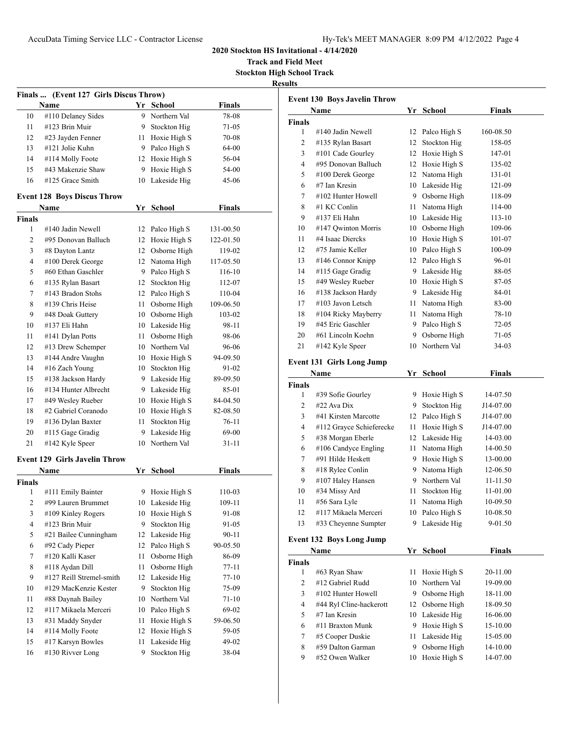## 2020 Stockton HS Invitational - 4/14/2020

**Track and Field Meet**

**Stockton High School Track**

**Results**

### Finals ... (Event 127 Girls Discus Throw)

| | Name | Yr | School | Finals |
|---|---|---|---|---|
| 10 | #110 Delaney Sides | 9 | Northern Val | 78-08 |
| 11 | #123 Brin Muir | 9 | Stockton Hig | 71-05 |
| 12 | #23 Jayden Fenner | 11 | Hoxie High S | 70-08 |
| 13 | #121 Jolie Kuhn | 9 | Palco High S | 64-00 |
| 14 | #114 Molly Foote | 12 | Hoxie High S | 56-04 |
| 15 | #43 Makenzie Shaw | 9 | Hoxie High S | 54-00 |
| 16 | #125 Grace Smith | 10 | Lakeside Hig | 45-06 |

### Event 128 Boys Discus Throw

| | Name | Yr | School | Finals |
|---|---|---|---|---|
| **Finals** | | | | |
| 1 | #140 Jadin Newell | 12 | Palco High S | 131-00.50 |
| 2 | #95 Donovan Balluch | 12 | Hoxie High S | 122-01.50 |
| 3 | #8 Dayton Lantz | 12 | Osborne High | 119-02 |
| 4 | #100 Derek George | 12 | Natoma High | 117-05.50 |
| 5 | #60 Ethan Gaschler | 9 | Palco High S | 116-10 |
| 6 | #135 Rylan Basart | 12 | Stockton Hig | 112-07 |
| 7 | #143 Bradon Stohs | 12 | Palco High S | 110-04 |
| 8 | #139 Chris Heise | 11 | Osborne High | 109-06.50 |
| 9 | #48 Doak Guttery | 10 | Osborne High | 103-02 |
| 10 | #137 Eli Hahn | 10 | Lakeside Hig | 98-11 |
| 11 | #141 Dylan Potts | 11 | Osborne High | 98-06 |
| 12 | #13 Drew Schemper | 10 | Northern Val | 96-06 |
| 13 | #144 Andre Vaughn | 10 | Hoxie High S | 94-09.50 |
| 14 | #16 Zach Young | 10 | Stockton Hig | 91-02 |
| 15 | #138 Jackson Hardy | 9 | Lakeside Hig | 89-09.50 |
| 16 | #134 Hunter Albrecht | 9 | Lakeside Hig | 85-01 |
| 17 | #49 Wesley Rueber | 10 | Hoxie High S | 84-04.50 |
| 18 | #2 Gabriel Coranodo | 10 | Hoxie High S | 82-08.50 |
| 19 | #136 Dylan Baxter | 11 | Stockton Hig | 76-11 |
| 20 | #115 Gage Gradig | 9 | Lakeside Hig | 69-00 |
| 21 | #142 Kyle Speer | 10 | Northern Val | 31-11 |

### Event 129 Girls Javelin Throw

| | Name | Yr | School | Finals |
|---|---|---|---|---|
| **Finals** | | | | |
| 1 | #111 Emily Bainter | 9 | Hoxie High S | 110-03 |
| 2 | #99 Lauren Brummet | 10 | Lakeside Hig | 109-11 |
| 3 | #109 Kinley Rogers | 10 | Hoxie High S | 91-08 |
| 4 | #123 Brin Muir | 9 | Stockton Hig | 91-05 |
| 5 | #21 Bailee Cunningham | 12 | Lakeside Hig | 90-11 |
| 6 | #92 Cady Pieper | 12 | Palco High S | 90-05.50 |
| 7 | #120 Kalli Kaser | 11 | Osborne High | 86-09 |
| 8 | #118 Aydan Dill | 11 | Osborne High | 77-11 |
| 9 | #127 Reill Stremel-smith | 12 | Lakeside Hig | 77-10 |
| 10 | #129 MacKenzie Kester | 9 | Stockton Hig | 75-09 |
| 11 | #88 Daynah Bailey | 10 | Northern Val | 71-10 |
| 12 | #117 Mikaela Merceri | 10 | Palco High S | 69-02 |
| 13 | #31 Maddy Snyder | 11 | Hoxie High S | 59-06.50 |
| 14 | #114 Molly Foote | 12 | Hoxie High S | 59-05 |
| 15 | #17 Karsyn Bowles | 11 | Lakeside Hig | 49-02 |
| 16 | #130 Rivver Long | 9 | Stockton Hig | 38-04 |

### Event 130 Boys Javelin Throw

| | Name | Yr | School | Finals |
|---|---|---|---|---|
| **Finals** | | | | |
| 1 | #140 Jadin Newell | 12 | Palco High S | 160-08.50 |
| 2 | #135 Rylan Basart | 12 | Stockton Hig | 158-05 |
| 3 | #101 Cade Gourley | 12 | Hoxie High S | 147-01 |
| 4 | #95 Donovan Balluch | 12 | Hoxie High S | 135-02 |
| 5 | #100 Derek George | 12 | Natoma High | 131-01 |
| 6 | #7 Ian Kresin | 10 | Lakeside Hig | 121-09 |
| 7 | #102 Hunter Howell | 9 | Osborne High | 118-09 |
| 8 | #1 KC Conlin | 11 | Natoma High | 114-00 |
| 9 | #137 Eli Hahn | 10 | Lakeside Hig | 113-10 |
| 10 | #147 Qwinton Morris | 10 | Osborne High | 109-06 |
| 11 | #4 Isaac Diercks | 10 | Hoxie High S | 101-07 |
| 12 | #75 Jamie Keller | 10 | Palco High S | 100-09 |
| 13 | #146 Connor Knipp | 12 | Palco High S | 96-01 |
| 14 | #115 Gage Gradig | 9 | Lakeside Hig | 88-05 |
| 15 | #49 Wesley Rueber | 10 | Hoxie High S | 87-05 |
| 16 | #138 Jackson Hardy | 9 | Lakeside Hig | 84-01 |
| 17 | #103 Javon Letsch | 11 | Natoma High | 83-00 |
| 18 | #104 Ricky Mayberry | 11 | Natoma High | 78-10 |
| 19 | #45 Eric Gaschler | 9 | Palco High S | 72-05 |
| 20 | #61 Lincoln Koehn | 9 | Osborne High | 71-05 |
| 21 | #142 Kyle Speer | 10 | Northern Val | 34-03 |

### Event 131 Girls Long Jump

| | Name | Yr | School | Finals |
|---|---|---|---|---|
| **Finals** | | | | |
| 1 | #39 Sofie Gourley | 9 | Hoxie High S | 14-07.50 |
| 2 | #22 Ava Dix | 9 | Stockton Hig | J14-07.00 |
| 3 | #41 Kirsten Marcotte | 12 | Palco High S | J14-07.00 |
| 4 | #112 Grayce Schieferecke | 11 | Hoxie High S | J14-07.00 |
| 5 | #38 Morgan Eberle | 12 | Lakeside Hig | 14-03.00 |
| 6 | #106 Candyce Engling | 11 | Natoma High | 14-00.50 |
| 7 | #91 Hilde Heskett | 9 | Hoxie High S | 13-00.00 |
| 8 | #18 Rylee Conlin | 9 | Natoma High | 12-06.50 |
| 9 | #107 Haley Hansen | 9 | Northern Val | 11-11.50 |
| 10 | #34 Missy Ard | 11 | Stockton Hig | 11-01.00 |
| 11 | #56 Sara Lyle | 11 | Natoma High | 10-09.50 |
| 12 | #117 Mikaela Merceri | 10 | Palco High S | 10-08.50 |
| 13 | #33 Cheyenne Sumpter | 9 | Lakeside Hig | 9-01.50 |

### Event 132 Boys Long Jump

| | Name | Yr | School | Finals |
|---|---|---|---|---|
| **Finals** | | | | |
| 1 | #63 Ryan Shaw | 11 | Hoxie High S | 20-11.00 |
| 2 | #12 Gabriel Rudd | 10 | Northern Val | 19-09.00 |
| 3 | #102 Hunter Howell | 9 | Osborne High | 18-11.00 |
| 4 | #44 Ryl Cline-hackerott | 12 | Osborne High | 18-09.50 |
| 5 | #7 Ian Kresin | 10 | Lakeside Hig | 16-06.00 |
| 6 | #11 Braxton Munk | 9 | Hoxie High S | 15-10.00 |
| 7 | #5 Cooper Duskie | 11 | Lakeside Hig | 15-05.00 |
| 8 | #59 Dalton Garman | 9 | Osborne High | 14-10.00 |
| 9 | #52 Owen Walker | 10 | Hoxie High S | 14-07.00 |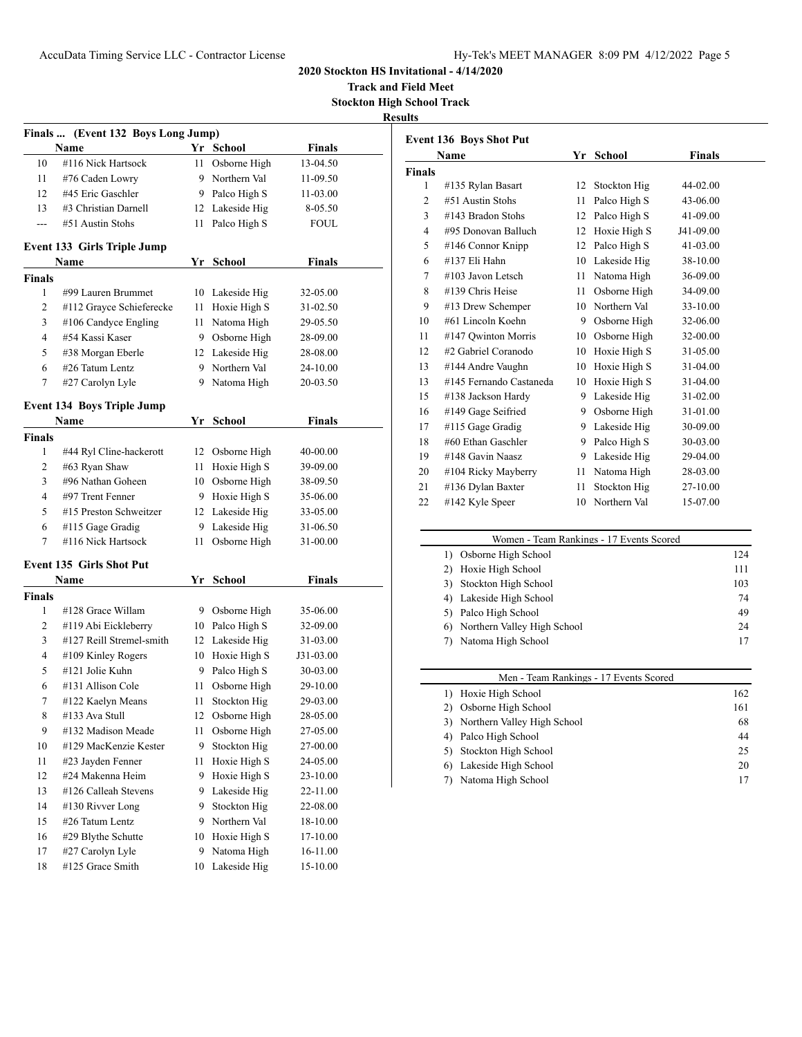2020 Stockton HS Invitational - 4/14/2020

Track and Field Meet

Stockton High School Track

Results

### Finals ... (Event 132 Boys Long Jump)

| | Name | Yr | School | Finals |
|---|---|---|---|---|
| 10 | #116 Nick Hartsock | 11 | Osborne High | 13-04.50 |
| 11 | #76 Caden Lowry | 9 | Northern Val | 11-09.50 |
| 12 | #45 Eric Gaschler | 9 | Palco High S | 11-03.00 |
| 13 | #3 Christian Darnell | 12 | Lakeside Hig | 8-05.50 |
| --- | #51 Austin Stohs | 11 | Palco High S | FOUL |

### Event 133 Girls Triple Jump

| | Name | Yr | School | Finals |
|---|---|---|---|---|
| **Finals** | | | | |
| 1 | #99 Lauren Brummet | 10 | Lakeside Hig | 32-05.00 |
| 2 | #112 Grayce Schieferecke | 11 | Hoxie High S | 31-02.50 |
| 3 | #106 Candyce Engling | 11 | Natoma High | 29-05.50 |
| 4 | #54 Kassi Kaser | 9 | Osborne High | 28-09.00 |
| 5 | #38 Morgan Eberle | 12 | Lakeside Hig | 28-08.00 |
| 6 | #26 Tatum Lentz | 9 | Northern Val | 24-10.00 |
| 7 | #27 Carolyn Lyle | 9 | Natoma High | 20-03.50 |

### Event 134 Boys Triple Jump

| | Name | Yr | School | Finals |
|---|---|---|---|---|
| **Finals** | | | | |
| 1 | #44 Ryl Cline-hackerott | 12 | Osborne High | 40-00.00 |
| 2 | #63 Ryan Shaw | 11 | Hoxie High S | 39-09.00 |
| 3 | #96 Nathan Goheen | 10 | Osborne High | 38-09.50 |
| 4 | #97 Trent Fenner | 9 | Hoxie High S | 35-06.00 |
| 5 | #15 Preston Schweitzer | 12 | Lakeside Hig | 33-05.00 |
| 6 | #115 Gage Gradig | 9 | Lakeside Hig | 31-06.50 |
| 7 | #116 Nick Hartsock | 11 | Osborne High | 31-00.00 |

### Event 135 Girls Shot Put

| | Name | Yr | School | Finals |
|---|---|---|---|---|
| **Finals** | | | | |
| 1 | #128 Grace Willam | 9 | Osborne High | 35-06.00 |
| 2 | #119 Abi Eickleberry | 10 | Palco High S | 32-09.00 |
| 3 | #127 Reill Stremel-smith | 12 | Lakeside Hig | 31-03.00 |
| 4 | #109 Kinley Rogers | 10 | Hoxie High S | J31-03.00 |
| 5 | #121 Jolie Kuhn | 9 | Palco High S | 30-03.00 |
| 6 | #131 Allison Cole | 11 | Osborne High | 29-10.00 |
| 7 | #122 Kaelyn Means | 11 | Stockton Hig | 29-03.00 |
| 8 | #133 Ava Stull | 12 | Osborne High | 28-05.00 |
| 9 | #132 Madison Meade | 11 | Osborne High | 27-05.00 |
| 10 | #129 MacKenzie Kester | 9 | Stockton Hig | 27-00.00 |
| 11 | #23 Jayden Fenner | 11 | Hoxie High S | 24-05.00 |
| 12 | #24 Makenna Heim | 9 | Hoxie High S | 23-10.00 |
| 13 | #126 Calleah Stevens | 9 | Lakeside Hig | 22-11.00 |
| 14 | #130 Rivver Long | 9 | Stockton Hig | 22-08.00 |
| 15 | #26 Tatum Lentz | 9 | Northern Val | 18-10.00 |
| 16 | #29 Blythe Schutte | 10 | Hoxie High S | 17-10.00 |
| 17 | #27 Carolyn Lyle | 9 | Natoma High | 16-11.00 |
| 18 | #125 Grace Smith | 10 | Lakeside Hig | 15-10.00 |

### Event 136 Boys Shot Put

| | Name | Yr | School | Finals |
|---|---|---|---|---|
| **Finals** | | | | |
| 1 | #135 Rylan Basart | 12 | Stockton Hig | 44-02.00 |
| 2 | #51 Austin Stohs | 11 | Palco High S | 43-06.00 |
| 3 | #143 Bradon Stohs | 12 | Palco High S | 41-09.00 |
| 4 | #95 Donovan Balluch | 12 | Hoxie High S | J41-09.00 |
| 5 | #146 Connor Knipp | 12 | Palco High S | 41-03.00 |
| 6 | #137 Eli Hahn | 10 | Lakeside Hig | 38-10.00 |
| 7 | #103 Javon Letsch | 11 | Natoma High | 36-09.00 |
| 8 | #139 Chris Heise | 11 | Osborne High | 34-09.00 |
| 9 | #13 Drew Schemper | 10 | Northern Val | 33-10.00 |
| 10 | #61 Lincoln Koehn | 9 | Osborne High | 32-06.00 |
| 11 | #147 Qwinton Morris | 10 | Osborne High | 32-00.00 |
| 12 | #2 Gabriel Coranodo | 10 | Hoxie High S | 31-05.00 |
| 13 | #144 Andre Vaughn | 10 | Hoxie High S | 31-04.00 |
| 13 | #145 Fernando Castaneda | 10 | Hoxie High S | 31-04.00 |
| 15 | #138 Jackson Hardy | 9 | Lakeside Hig | 31-02.00 |
| 16 | #149 Gage Seifried | 9 | Osborne High | 31-01.00 |
| 17 | #115 Gage Gradig | 9 | Lakeside Hig | 30-09.00 |
| 18 | #60 Ethan Gaschler | 9 | Palco High S | 30-03.00 |
| 19 | #148 Gavin Naasz | 9 | Lakeside Hig | 29-04.00 |
| 20 | #104 Ricky Mayberry | 11 | Natoma High | 28-03.00 |
| 21 | #136 Dylan Baxter | 11 | Stockton Hig | 27-10.00 |
| 22 | #142 Kyle Speer | 10 | Northern Val | 15-07.00 |

### Women - Team Rankings - 17 Events Scored

| | | |
|---|---|---|
| 1) | Osborne High School | 124 |
| 2) | Hoxie High School | 111 |
| 3) | Stockton High School | 103 |
| 4) | Lakeside High School | 74 |
| 5) | Palco High School | 49 |
| 6) | Northern Valley High School | 24 |
| 7) | Natoma High School | 17 |

### Men - Team Rankings - 17 Events Scored

| | | |
|---|---|---|
| 1) | Hoxie High School | 162 |
| 2) | Osborne High School | 161 |
| 3) | Northern Valley High School | 68 |
| 4) | Palco High School | 44 |
| 5) | Stockton High School | 25 |
| 6) | Lakeside High School | 20 |
| 7) | Natoma High School | 17 |